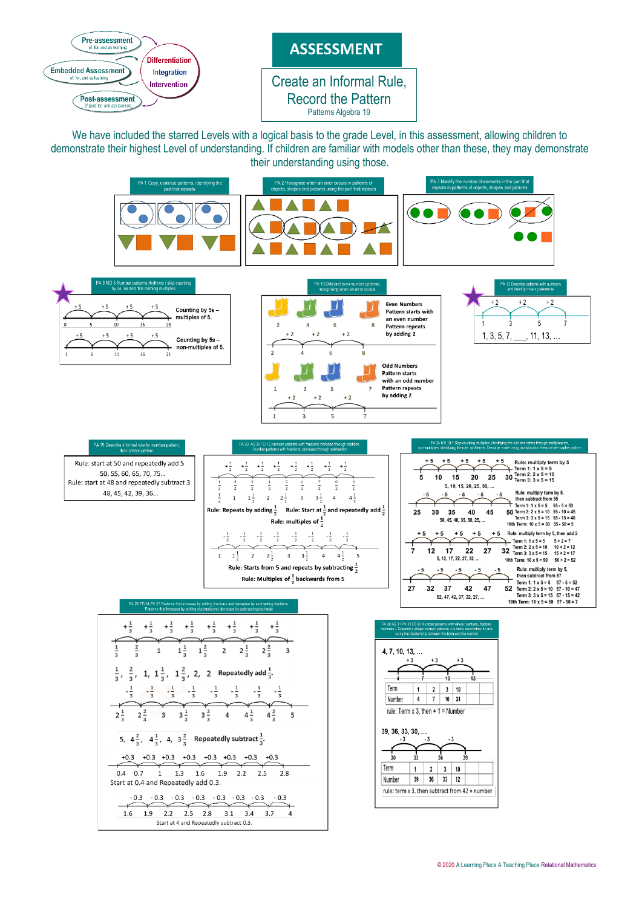Pre-assessment
of, for, and as learning

Embedded Assessment
of, for, and as learning

Post-assessment
of (and for, and as) learning

Differentiation
Integration
Intervention

# ASSESSMENT

## Create an Informal Rule, Record the Pattern

Patterns Algebra 19

We have included the starred Levels with a logical basis to the grade Level, in this assessment, allowing children to demonstrate their highest Level of understanding. If children are familiar with models other than these, they may demonstrate their understanding using those.

**PA 1** Copy, continue patterns, identifying the part that repeats

**PA 2** Recognise when an error occurs in patterns of objects, shapes and pictures using the part that repeats

**PA 3** Identify the number of elements in the part that repeats in patterns of objects, shapes and pictures

**PA 8 MD 3** Number patterns rhythmic / skip counting by 2s, 5s and 10s naming multiples

+5 +5 +5 +5
0 5 10 15 20
Counting by 5s – multiples of 5.

+5 +5 +5 +5
1 6 11 16 21
Counting by 5s – non-multiples of 5.

**PA 10** Odd and even number patterns, recognising when an error occurs

2 4 6 8
+2 +2 +2
Even Numbers
Pattern starts with an even number
Pattern repeats by adding 2

1 3 5 7
+2 +2 +2
Odd Numbers
Pattern starts with an odd number
Pattern repeats by adding 2

**PA 13** Describe patterns with numbers and identify missing elements

+2 +2 +2
1 3 5 7
1, 3, 5, 7, ___, 11, 13, ...

**PA 19** Describe informal rule for number pattern, then create pattern

Rule: start at 50 and repeatedly add 5
50, 55, 60, 65, 70, 75...
Rule: start at 48 and repeatedly subtract 3
48, 45, 42, 39, 36...

**PA 23 AS 26 FD 15** Number patterns with fractions increase through addition. Number patterns with fractions decrease through subtraction

$+\frac{1}{2}$ (×8)
$\frac{1}{2}$ $\frac{2}{2}$ $\frac{3}{2}$ $\frac{4}{2}$ $\frac{5}{2}$ $\frac{6}{2}$ $\frac{7}{2}$ $\frac{8}{2}$ $\frac{9}{2}$
$\frac{1}{2}$ 1 $1\frac{1}{2}$ 2 $2\frac{1}{2}$ 3 $3\frac{1}{2}$ 4 $4\frac{1}{2}$

Rule: Repeats by adding $\frac{1}{2}$ Rule: Start at $\frac{1}{2}$ and repeatedly add $\frac{1}{2}$
Rule: multiples of $\frac{1}{2}$

$-\frac{1}{2}$ (×8)
1 $1\frac{1}{2}$ 2 $2\frac{1}{2}$ 3 $3\frac{1}{2}$ 4 $4\frac{1}{2}$ 5

Rule: Starts from 5 and repeats by subtracting $\frac{1}{2}$
Rule: Multiples of $\frac{1}{2}$ backwards from 5

**PA 24 MD 19.1** Skip-counting multiples, identifying the rule and terms through multiplication, non-multiples, identifying the rule, and terms. Describe a rule using multiplication then create number pattern

+5 +5 +5 +5 +5
5 10 15 20 25 30
5, 10, 15, 20, 25, 30, ...
Rule: multiply term by 5
Term 1: 1 x 5 = 5
Term 2: 2 x 5 = 10
Term 3: 3 x 5 = 15

-5 -5 -5 -5 -5
25 30 35 40 45 50
50, 45, 40, 35, 30, 25, ...
Rule: multiply term by 5, then subtract from 55
Term 1: 1 x 5 = 5 55 - 5 = 50
Term 2: 2 x 5 = 10 55 - 10 = 45
Term 3: 3 x 5 = 15 55 - 15 = 40
10th Term: 10 x 5 = 50 55 - 50 = 5

+5 +5 +5 +5 +5
7 12 17 22 27 32
5, 12, 17, 22, 27, 32, ...
Rule: multiply term by 5, then add 2
Term 1: 1 x 5 = 5 5 + 2 = 7
Term 2: 2 x 5 = 10 10 + 2 = 12
Term 3: 3 x 5 = 15 15 + 2 = 17
10th Term: 10 x 5 = 50 50 + 2 = 52

-5 -5 -5 -5 -5
27 32 37 42 47 52
52, 47, 42, 37, 32, 27, ...
Rule: multiply term by 5, then subtract from 57
Term 1: 1 x 5 = 5 57 - 5 = 52
Term 2: 2 x 5 = 10 57 - 10 = 47
Term 3: 3 x 5 = 15 57 - 15 = 42
10th Term: 10 x 5 = 50 57 - 50 = 7

**PA 28 FD 24 PU 27** Patterns that increase by adding fractions and decrease by subtracting fractions. Patterns that increase by adding decimals and decrease by subtracting decimals

$+\frac{1}{3}$ (×8)
$\frac{1}{3}$ $\frac{2}{3}$ 1 $1\frac{1}{3}$ $1\frac{2}{3}$ 2 $2\frac{1}{3}$ $2\frac{2}{3}$ 3

$\frac{1}{3}$, $\frac{2}{3}$, 1, $1\frac{1}{3}$, $1\frac{2}{3}$, 2 Repeatedly add $\frac{1}{3}$.

$-\frac{1}{3}$ (×8)
$2\frac{1}{3}$ $2\frac{2}{3}$ 3 $3\frac{1}{3}$ $3\frac{2}{3}$ 4 $4\frac{1}{3}$ $4\frac{2}{3}$ 5

5, $4\frac{2}{3}$, $4\frac{1}{3}$, 4, $3\frac{2}{3}$ Repeatedly subtract $\frac{1}{3}$.

+0.3 +0.3 +0.3 +0.3 +0.3 +0.3 +0.3 +0.3
0.4 0.7 1 1.3 1.6 1.9 2.2 2.5 2.8
Start at 0.4 and Repeatedly add 0.3.

-0.3 -0.3 -0.3 -0.3 -0.3 -0.3 -0.3 -0.3
1.6 1.9 2.2 2.5 2.8 3.1 3.4 3.7 4
Start at 4 and Repeatedly subtract 0.3.

**PA 26 AS 31 PV 31 FD 36** Number patterns with whole numbers, fraction, decimals • Geometric shape number patterns in a table, describing the rule using the relationship between the term and the number

4, 7, 10, 13, ...
+3 +3 +3
4 7 10 13

| Term | 1 | 2 | 3 | 10 |
|---|---|---|---|---|
| Number | 4 | 7 | 10 | 31 |

rule: Term x 3, then + 1 = Number

39, 36, 33, 30, ...
-3 -3 -3
30 33 36 39

| Term | 1 | 2 | 3 | 10 |
|---|---|---|---|---|
| Number | 39 | 36 | 33 | 12 |

rule: term x 3, then subtract from 42 = number

© 2020 A Learning Place A Teaching Place Relational Mathematics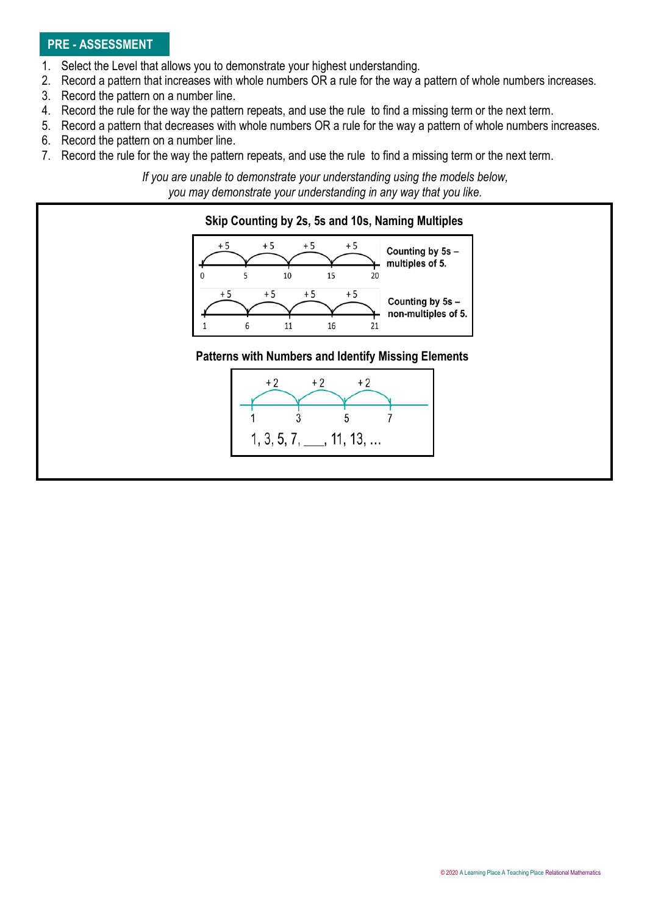## PRE - ASSESSMENT

1. Select the Level that allows you to demonstrate your highest understanding.
2. Record a pattern that increases with whole numbers OR a rule for the way a pattern of whole numbers increases.
3. Record the pattern on a number line.
4. Record the rule for the way the pattern repeats, and use the rule to find a missing term or the next term.
5. Record a pattern that decreases with whole numbers OR a rule for the way a pattern of whole numbers increases.
6. Record the pattern on a number line.
7. Record the rule for the way the pattern repeats, and use the rule to find a missing term or the next term.

*If you are unable to demonstrate your understanding using the models below,*
*you may demonstrate your understanding in any way that you like.*

### Skip Counting by 2s, 5s and 10s, Naming Multiples

+5, +5, +5, +5

0, 5, 10, 15, 20

Counting by 5s – multiples of 5.

+5, +5, +5, +5

1, 6, 11, 16, 21

Counting by 5s – non-multiples of 5.

### Patterns with Numbers and Identify Missing Elements

+2, +2, +2

1, 3, 5, 7

1, 3, 5, 7, ___, 11, 13, ...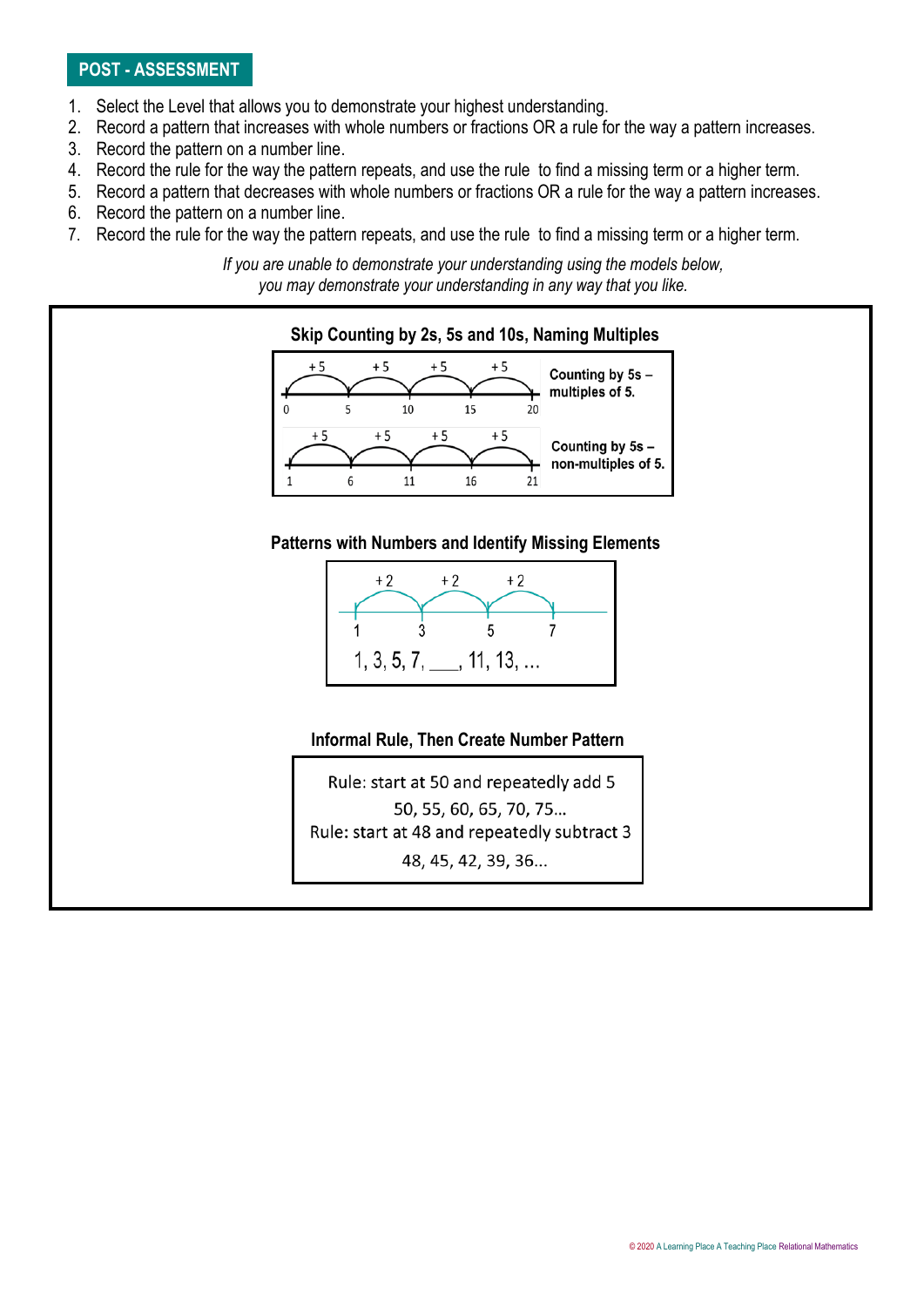## POST - ASSESSMENT

1. Select the Level that allows you to demonstrate your highest understanding.
2. Record a pattern that increases with whole numbers or fractions OR a rule for the way a pattern increases.
3. Record the pattern on a number line.
4. Record the rule for the way the pattern repeats, and use the rule to find a missing term or a higher term.
5. Record a pattern that decreases with whole numbers or fractions OR a rule for the way a pattern increases.
6. Record the pattern on a number line.
7. Record the rule for the way the pattern repeats, and use the rule to find a missing term or a higher term.

*If you are unable to demonstrate your understanding using the models below, you may demonstrate your understanding in any way that you like.*

### Skip Counting by 2s, 5s and 10s, Naming Multiples

+5 +5 +5 +5

0 5 10 15 20

**Counting by 5s – multiples of 5.**

+5 +5 +5 +5

1 6 11 16 21

**Counting by 5s – non-multiples of 5.**

### Patterns with Numbers and Identify Missing Elements

+2 +2 +2

1 3 5 7

1, 3, 5, 7, ___, 11, 13, ...

### Informal Rule, Then Create Number Pattern

Rule: start at 50 and repeatedly add 5

50, 55, 60, 65, 70, 75...

Rule: start at 48 and repeatedly subtract 3

48, 45, 42, 39, 36...

© 2020 A Learning Place A Teaching Place Relational Mathematics